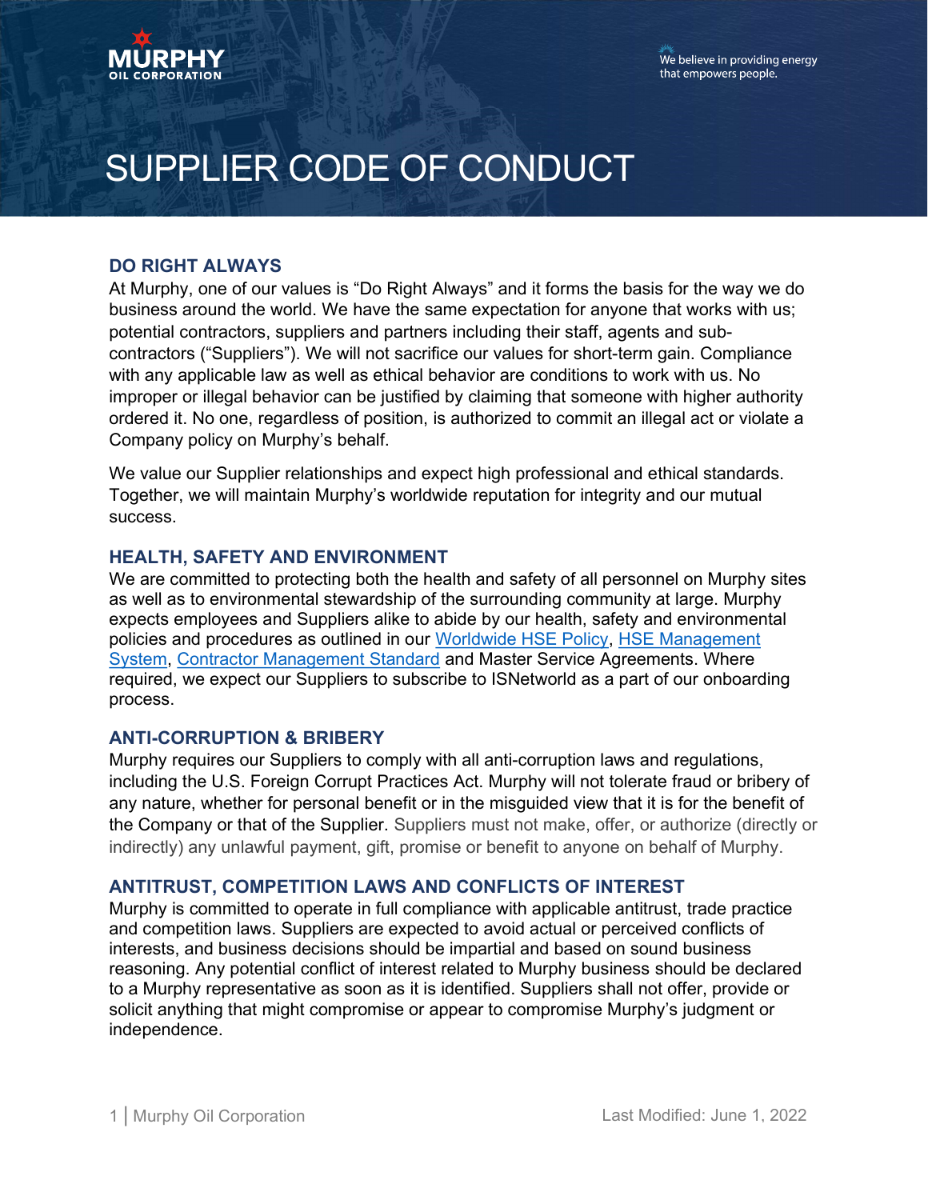MURPHY OIL CORPORATION

We believe in providing energy that empowers people.

# SUPPLIER CODE OF CONDUCT

## DO RIGHT ALWAYS

At Murphy, one of our values is "Do Right Always" and it forms the basis for the way we do business around the world. We have the same expectation for anyone that works with us; potential contractors, suppliers and partners including their staff, agents and sub-contractors ("Suppliers"). We will not sacrifice our values for short-term gain. Compliance with any applicable law as well as ethical behavior are conditions to work with us. No improper or illegal behavior can be justified by claiming that someone with higher authority ordered it. No one, regardless of position, is authorized to commit an illegal act or violate a Company policy on Murphy's behalf.

We value our Supplier relationships and expect high professional and ethical standards. Together, we will maintain Murphy's worldwide reputation for integrity and our mutual success.

## HEALTH, SAFETY AND ENVIRONMENT

We are committed to protecting both the health and safety of all personnel on Murphy sites as well as to environmental stewardship of the surrounding community at large. Murphy expects employees and Suppliers alike to abide by our health, safety and environmental policies and procedures as outlined in our Worldwide HSE Policy, HSE Management System, Contractor Management Standard and Master Service Agreements. Where required, we expect our Suppliers to subscribe to ISNetworld as a part of our onboarding process.

## ANTI-CORRUPTION & BRIBERY

Murphy requires our Suppliers to comply with all anti-corruption laws and regulations, including the U.S. Foreign Corrupt Practices Act. Murphy will not tolerate fraud or bribery of any nature, whether for personal benefit or in the misguided view that it is for the benefit of the Company or that of the Supplier. Suppliers must not make, offer, or authorize (directly or indirectly) any unlawful payment, gift, promise or benefit to anyone on behalf of Murphy.

## ANTITRUST, COMPETITION LAWS AND CONFLICTS OF INTEREST

Murphy is committed to operate in full compliance with applicable antitrust, trade practice and competition laws. Suppliers are expected to avoid actual or perceived conflicts of interests, and business decisions should be impartial and based on sound business reasoning. Any potential conflict of interest related to Murphy business should be declared to a Murphy representative as soon as it is identified. Suppliers shall not offer, provide or solicit anything that might compromise or appear to compromise Murphy's judgment or independence.

Last Modified: June 1, 2022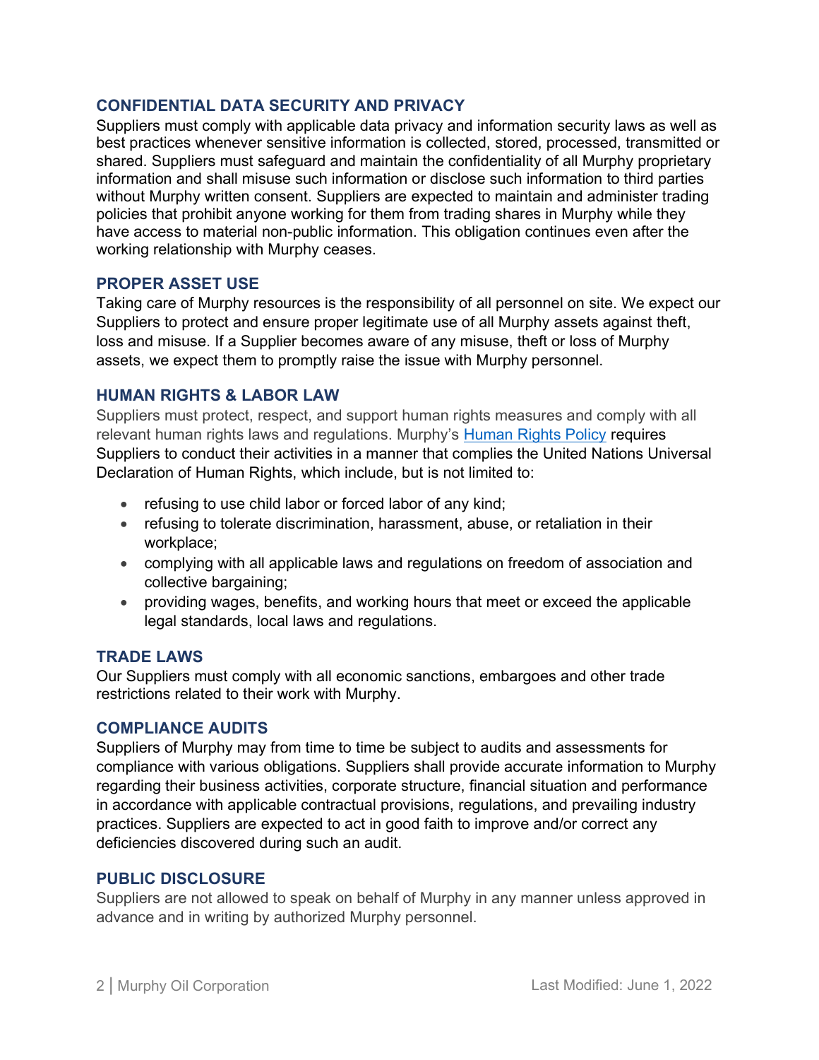## CONFIDENTIAL DATA SECURITY AND PRIVACY

Suppliers must comply with applicable data privacy and information security laws as well as best practices whenever sensitive information is collected, stored, processed, transmitted or shared. Suppliers must safeguard and maintain the confidentiality of all Murphy proprietary information and shall misuse such information or disclose such information to third parties without Murphy written consent. Suppliers are expected to maintain and administer trading policies that prohibit anyone working for them from trading shares in Murphy while they have access to material non-public information. This obligation continues even after the working relationship with Murphy ceases.

## PROPER ASSET USE

Taking care of Murphy resources is the responsibility of all personnel on site. We expect our Suppliers to protect and ensure proper legitimate use of all Murphy assets against theft, loss and misuse. If a Supplier becomes aware of any misuse, theft or loss of Murphy assets, we expect them to promptly raise the issue with Murphy personnel.

## HUMAN RIGHTS & LABOR LAW

Suppliers must protect, respect, and support human rights measures and comply with all relevant human rights laws and regulations. Murphy's [Human Rights Policy] requires Suppliers to conduct their activities in a manner that complies the United Nations Universal Declaration of Human Rights, which include, but is not limited to:

- refusing to use child labor or forced labor of any kind;
- refusing to tolerate discrimination, harassment, abuse, or retaliation in their workplace;
- complying with all applicable laws and regulations on freedom of association and collective bargaining;
- providing wages, benefits, and working hours that meet or exceed the applicable legal standards, local laws and regulations.

## TRADE LAWS

Our Suppliers must comply with all economic sanctions, embargoes and other trade restrictions related to their work with Murphy.

## COMPLIANCE AUDITS

Suppliers of Murphy may from time to time be subject to audits and assessments for compliance with various obligations. Suppliers shall provide accurate information to Murphy regarding their business activities, corporate structure, financial situation and performance in accordance with applicable contractual provisions, regulations, and prevailing industry practices. Suppliers are expected to act in good faith to improve and/or correct any deficiencies discovered during such an audit.

## PUBLIC DISCLOSURE

Suppliers are not allowed to speak on behalf of Murphy in any manner unless approved in advance and in writing by authorized Murphy personnel.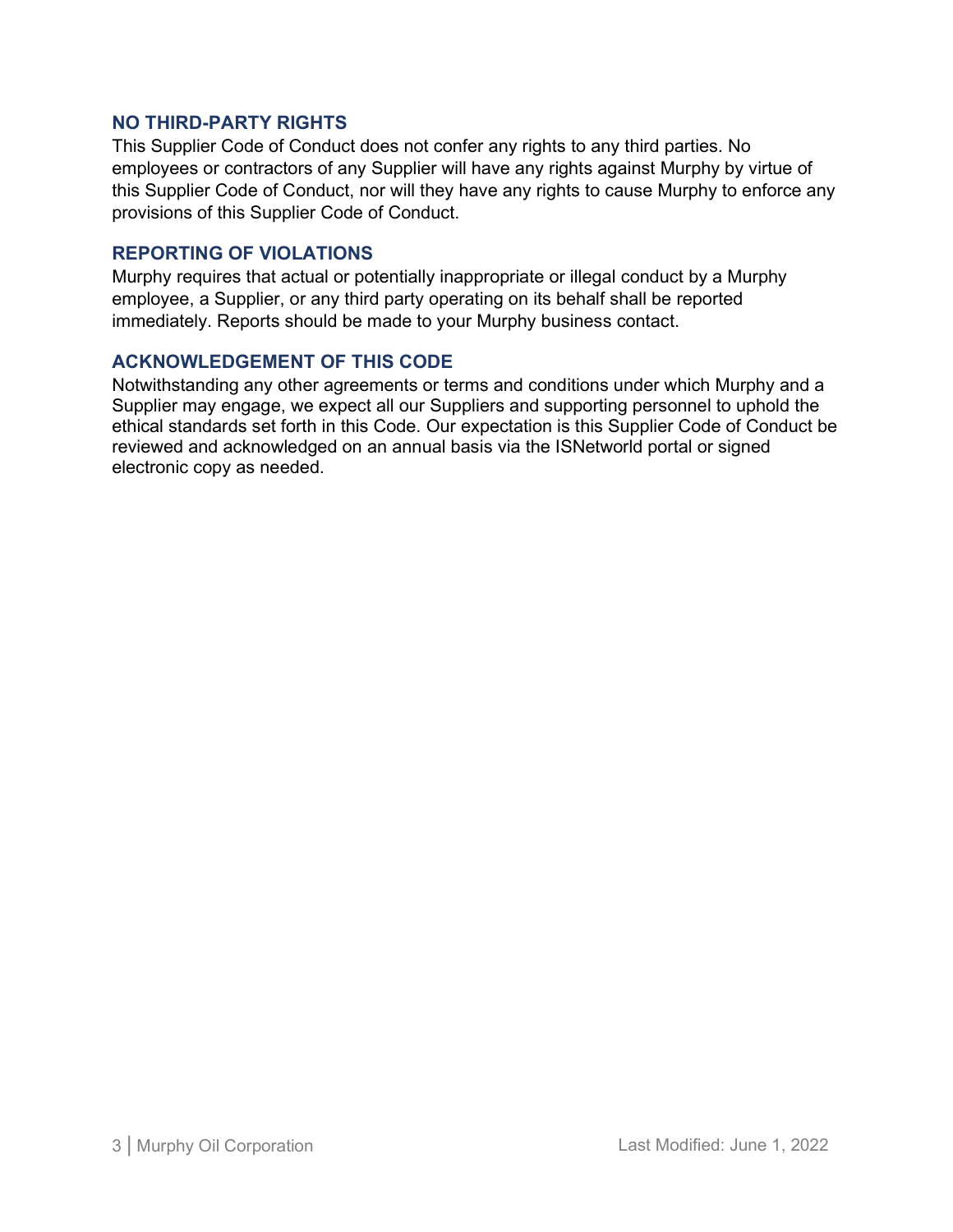## NO THIRD-PARTY RIGHTS

This Supplier Code of Conduct does not confer any rights to any third parties. No employees or contractors of any Supplier will have any rights against Murphy by virtue of this Supplier Code of Conduct, nor will they have any rights to cause Murphy to enforce any provisions of this Supplier Code of Conduct.

## REPORTING OF VIOLATIONS

Murphy requires that actual or potentially inappropriate or illegal conduct by a Murphy employee, a Supplier, or any third party operating on its behalf shall be reported immediately. Reports should be made to your Murphy business contact.

## ACKNOWLEDGEMENT OF THIS CODE

Notwithstanding any other agreements or terms and conditions under which Murphy and a Supplier may engage, we expect all our Suppliers and supporting personnel to uphold the ethical standards set forth in this Code. Our expectation is this Supplier Code of Conduct be reviewed and acknowledged on an annual basis via the ISNetworld portal or signed electronic copy as needed.